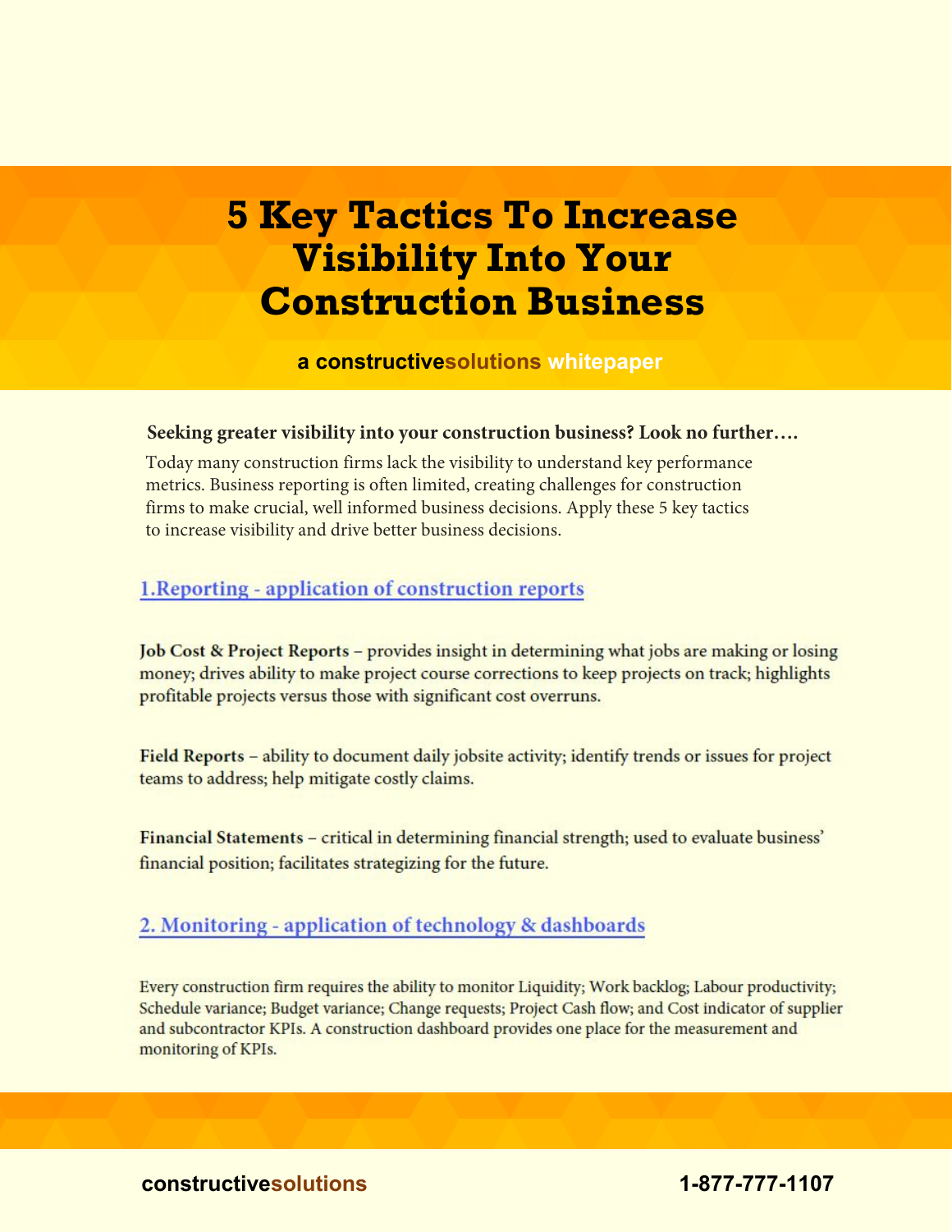# 5 Key Tactics To Increase Visibility Into Your Construction Business

**a constructivesolutions whitepaper**

**Seeking greater visibility into your construction business? Look no further….**

Today many construction firms lack the visibility to understand key performance metrics. Business reporting is often limited, creating challenges for construction firms to make crucial, well informed business decisions. Apply these 5 key tactics to increase visibility and drive better business decisions.

## 1.Reporting - application of construction reports

**Job Cost & Project Reports** – provides insight in determining what jobs are making or losing money; drives ability to make project course corrections to keep projects on track; highlights profitable projects versus those with significant cost overruns.

**Field Reports** – ability to document daily jobsite activity; identify trends or issues for project teams to address; help mitigate costly claims.

**Financial Statements** – critical in determining financial strength; used to evaluate business' financial position; facilitates strategizing for the future.

## 2. Monitoring - application of technology & dashboards

Every construction firm requires the ability to monitor Liquidity; Work backlog; Labour productivity; Schedule variance; Budget variance; Change requests; Project Cash flow; and Cost indicator of supplier and subcontractor KPIs. A construction dashboard provides one place for the measurement and monitoring of KPIs.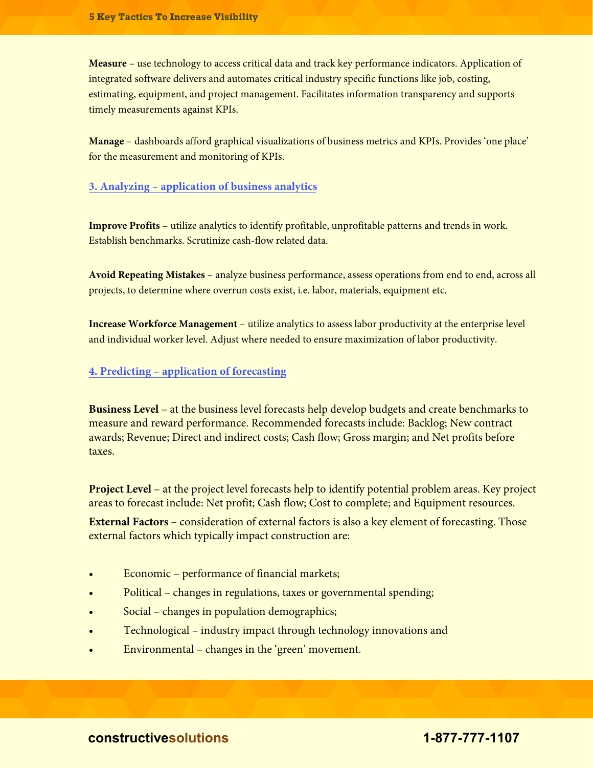**Measure** – use technology to access critical data and track key performance indicators. Application of integrated software delivers and automates critical industry specific functions like job, costing, estimating, equipment, and project management. Facilitates information transparency and supports timely measurements against KPIs.

**Manage** – dashboards afford graphical visualizations of business metrics and KPIs. Provides 'one place' for the measurement and monitoring of KPIs.

## 3. Analyzing – application of business analytics

**Improve Profits** – utilize analytics to identify profitable, unprofitable patterns and trends in work. Establish benchmarks. Scrutinize cash-flow related data.

**Avoid Repeating Mistakes** – analyze business performance, assess operations from end to end, across all projects, to determine where overrun costs exist, i.e. labor, materials, equipment etc.

**Increase Workforce Management** – utilize analytics to assess labor productivity at the enterprise level and individual worker level. Adjust where needed to ensure maximization of labor productivity.

## 4. Predicting – application of forecasting

**Business Level** – at the business level forecasts help develop budgets and create benchmarks to measure and reward performance. Recommended forecasts include: Backlog; New contract awards; Revenue; Direct and indirect costs; Cash flow; Gross margin; and Net profits before taxes.

**Project Level** – at the project level forecasts help to identify potential problem areas. Key project areas to forecast include: Net profit; Cash flow; Cost to complete; and Equipment resources.

**External Factors** – consideration of external factors is also a key element of forecasting. Those external factors which typically impact construction are:

- Economic – performance of financial markets;
- Political – changes in regulations, taxes or governmental spending;
- Social – changes in population demographics;
- Technological – industry impact through technology innovations and
- Environmental – changes in the 'green' movement.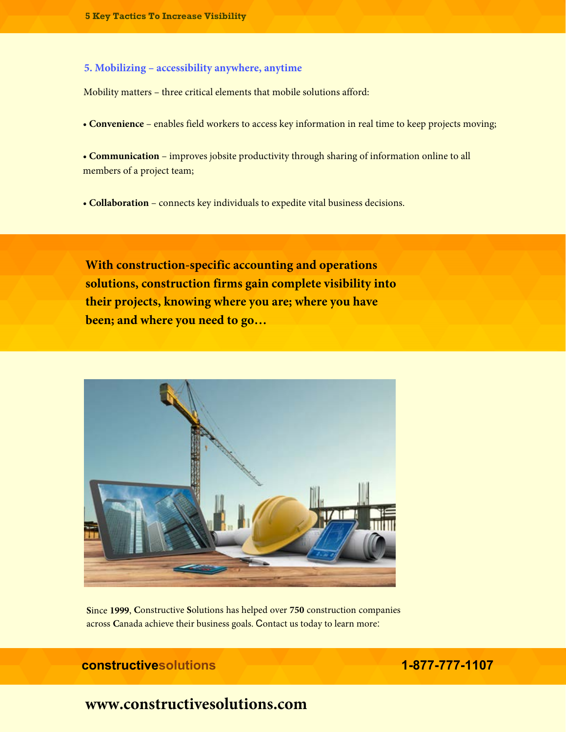### 5. Mobilizing – accessibility anywhere, anytime

Mobility matters – three critical elements that mobile solutions afford:

- **Convenience** – enables field workers to access key information in real time to keep projects moving;
- **Communication** – improves jobsite productivity through sharing of information online to all members of a project team;
- **Collaboration** – connects key individuals to expedite vital business decisions.

**With construction-specific accounting and operations solutions, construction firms gain complete visibility into their projects, knowing where you are; where you have been; and where you need to go…**

**S**ince **1999**, **C**onstructive **S**olutions has helped over **750** construction companies across **C**anada achieve their business goals. **C**ontact us today to learn more:

**constructivesolutions** **1-877-777-1107**

**www.constructivesolutions.com**